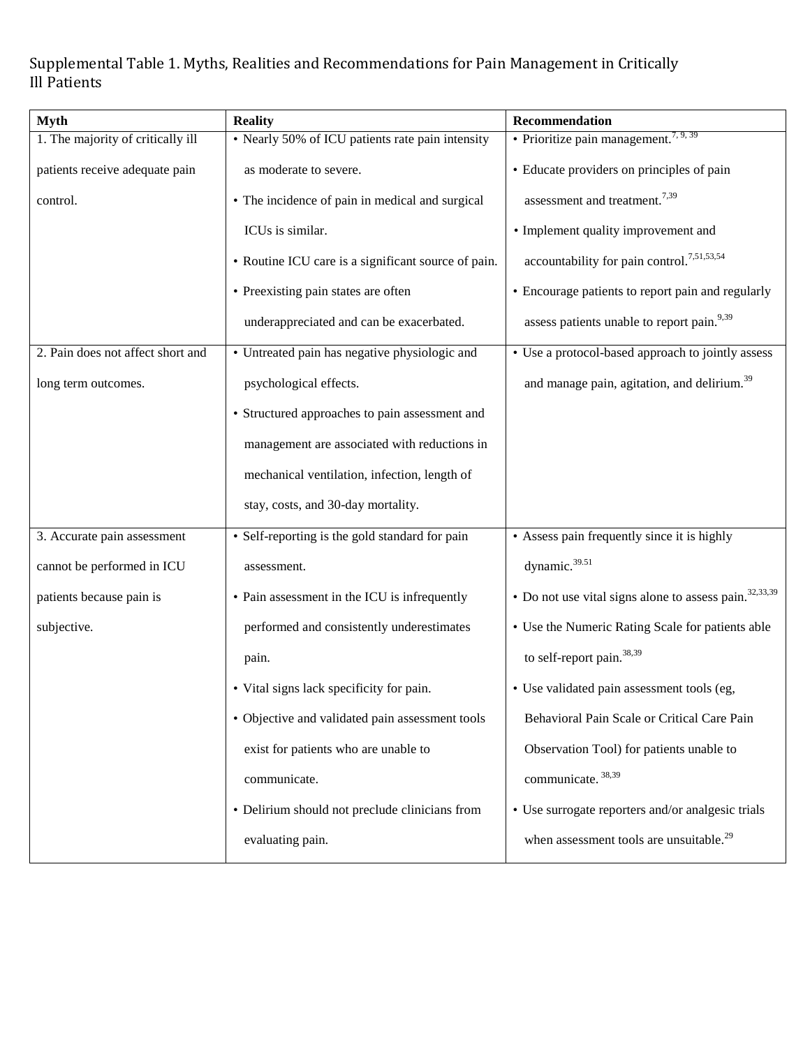Supplemental Table 1. Myths, Realities and Recommendations for Pain Management in Critically Ill Patients

| Myth | Reality | Recommendation |
|---|---|---|
| 1. The majority of critically ill patients receive adequate pain control. | • Nearly 50% of ICU patients rate pain intensity as moderate to severe.<br>• The incidence of pain in medical and surgical ICUs is similar.<br>• Routine ICU care is a significant source of pain.<br>• Preexisting pain states are often underappreciated and can be exacerbated. | • Prioritize pain management.[7, 9, 39]<br>• Educate providers on principles of pain assessment and treatment.[7,39]<br>• Implement quality improvement and accountability for pain control.[7,51,53,54]<br>• Encourage patients to report pain and regularly assess patients unable to report pain.[9,39] |
| 2. Pain does not affect short and long term outcomes. | • Untreated pain has negative physiologic and psychological effects.<br>• Structured approaches to pain assessment and management are associated with reductions in mechanical ventilation, infection, length of stay, costs, and 30-day mortality. | • Use a protocol-based approach to jointly assess and manage pain, agitation, and delirium.[39] |
| 3. Accurate pain assessment cannot be performed in ICU patients because pain is subjective. | • Self-reporting is the gold standard for pain assessment.<br>• Pain assessment in the ICU is infrequently performed and consistently underestimates pain.<br>• Vital signs lack specificity for pain.<br>• Objective and validated pain assessment tools exist for patients who are unable to communicate.<br>• Delirium should not preclude clinicians from evaluating pain. | • Assess pain frequently since it is highly dynamic.[39.51]<br>• Do not use vital signs alone to assess pain.[32,33,39]<br>• Use the Numeric Rating Scale for patients able to self-report pain.[38,39]<br>• Use validated pain assessment tools (eg, Behavioral Pain Scale or Critical Care Pain Observation Tool) for patients unable to communicate.[38,39]<br>• Use surrogate reporters and/or analgesic trials when assessment tools are unsuitable.[29] |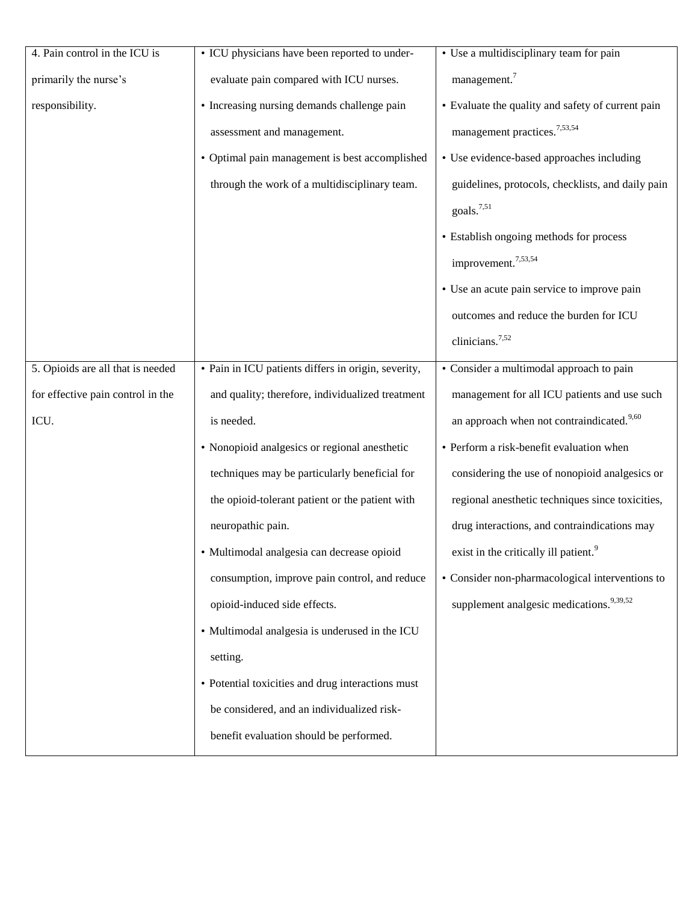| | | |
|---|---|---|
| 4. Pain control in the ICU is primarily the nurse's responsibility. | • ICU physicians have been reported to under-evaluate pain compared with ICU nurses.<br>• Increasing nursing demands challenge pain assessment and management.<br>• Optimal pain management is best accomplished through the work of a multidisciplinary team. | • Use a multidisciplinary team for pain management.[7]<br>• Evaluate the quality and safety of current pain management practices.[7,53,54]<br>• Use evidence-based approaches including guidelines, protocols, checklists, and daily pain goals.[7,51]<br>• Establish ongoing methods for process improvement.[7,53,54]<br>• Use an acute pain service to improve pain outcomes and reduce the burden for ICU clinicians.[7,52] |
| 5. Opioids are all that is needed for effective pain control in the ICU. | • Pain in ICU patients differs in origin, severity, and quality; therefore, individualized treatment is needed.<br>• Nonopioid analgesics or regional anesthetic techniques may be particularly beneficial for the opioid-tolerant patient or the patient with neuropathic pain.<br>• Multimodal analgesia can decrease opioid consumption, improve pain control, and reduce opioid-induced side effects.<br>• Multimodal analgesia is underused in the ICU setting.<br>• Potential toxicities and drug interactions must be considered, and an individualized risk-benefit evaluation should be performed. | • Consider a multimodal approach to pain management for all ICU patients and use such an approach when not contraindicated.[9,60]<br>• Perform a risk-benefit evaluation when considering the use of nonopioid analgesics or regional anesthetic techniques since toxicities, drug interactions, and contraindications may exist in the critically ill patient.[9]<br>• Consider non-pharmacological interventions to supplement analgesic medications.[9,39,52] |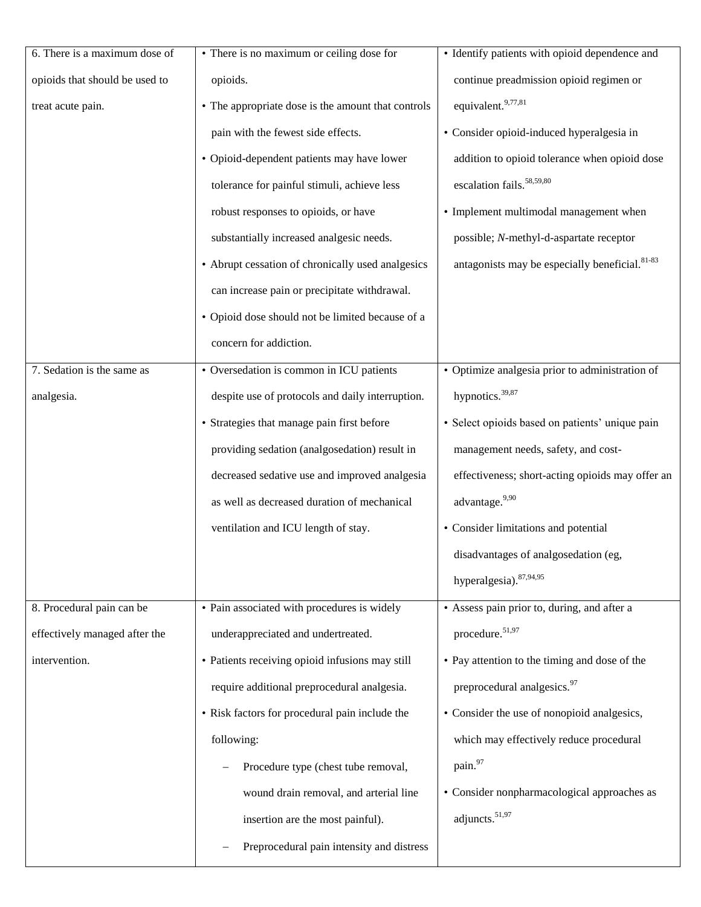| | | |
|---|---|---|
| 6. There is a maximum dose of opioids that should be used to treat acute pain. | • There is no maximum or ceiling dose for opioids.<br>• The appropriate dose is the amount that controls pain with the fewest side effects.<br>• Opioid-dependent patients may have lower tolerance for painful stimuli, achieve less robust responses to opioids, or have substantially increased analgesic needs.<br>• Abrupt cessation of chronically used analgesics can increase pain or precipitate withdrawal.<br>• Opioid dose should not be limited because of a concern for addiction. | • Identify patients with opioid dependence and continue preadmission opioid regimen or equivalent.[9,77,81]<br>• Consider opioid-induced hyperalgesia in addition to opioid tolerance when opioid dose escalation fails.[58,59,80]<br>• Implement multimodal management when possible; *N*-methyl-d-aspartate receptor antagonists may be especially beneficial.[81-83] |
| 7. Sedation is the same as analgesia. | • Oversedation is common in ICU patients despite use of protocols and daily interruption.<br>• Strategies that manage pain first before providing sedation (analgosedation) result in decreased sedative use and improved analgesia as well as decreased duration of mechanical ventilation and ICU length of stay. | • Optimize analgesia prior to administration of hypnotics.[39,87]<br>• Select opioids based on patients' unique pain management needs, safety, and cost-effectiveness; short-acting opioids may offer an advantage.[9,90]<br>• Consider limitations and potential disadvantages of analgosedation (eg, hyperalgesia).[87,94,95] |
| 8. Procedural pain can be effectively managed after the intervention. | • Pain associated with procedures is widely underappreciated and undertreated.<br>• Patients receiving opioid infusions may still require additional preprocedural analgesia.<br>• Risk factors for procedural pain include the following:<br>– Procedure type (chest tube removal, wound drain removal, and arterial line insertion are the most painful).<br>– Preprocedural pain intensity and distress | • Assess pain prior to, during, and after a procedure.[51,97]<br>• Pay attention to the timing and dose of the preprocedural analgesics.[97]<br>• Consider the use of nonopioid analgesics, which may effectively reduce procedural pain.[97]<br>• Consider nonpharmacological approaches as adjuncts.[51,97] |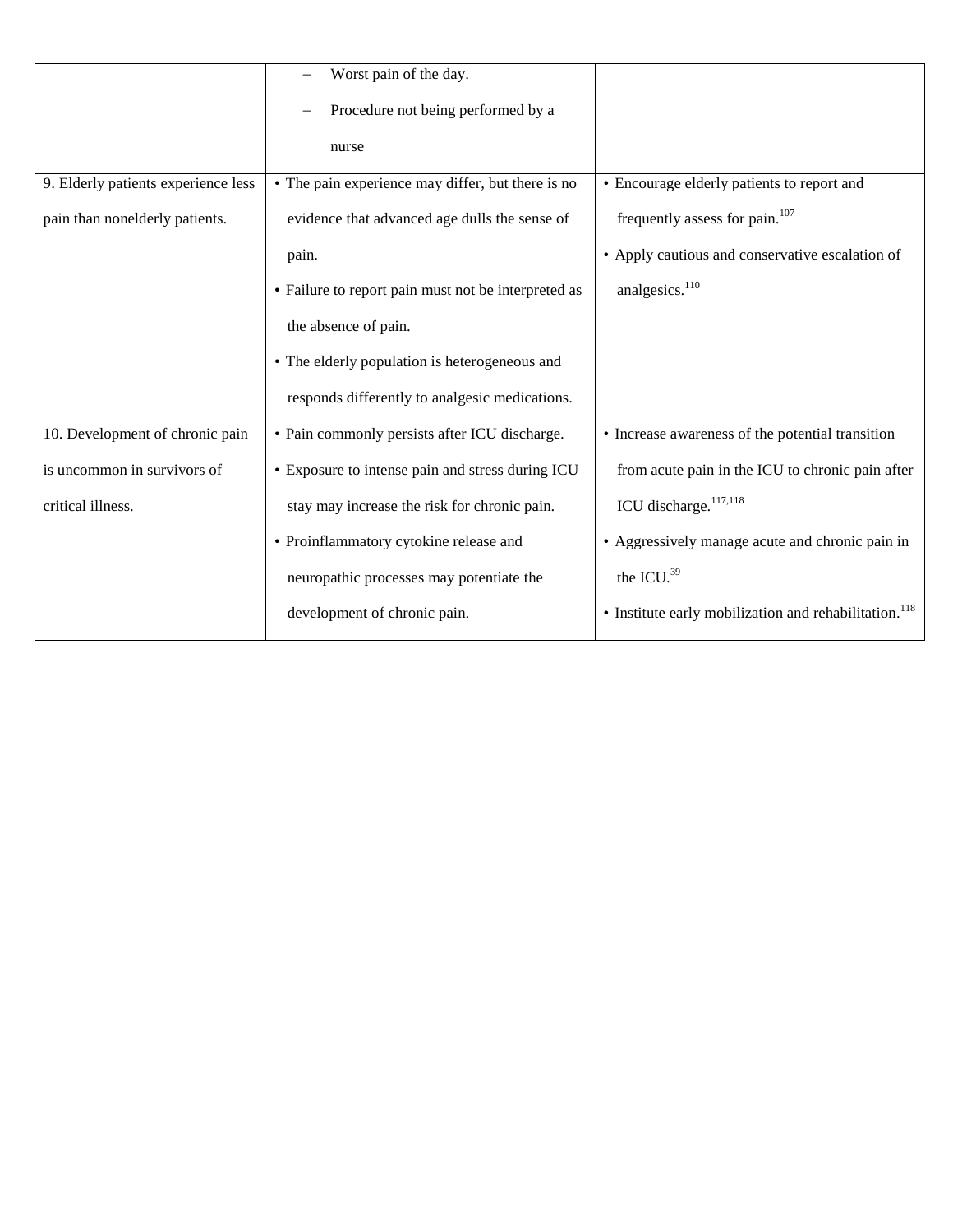| | | |
|---|---|---|
| | – Worst pain of the day.<br>– Procedure not being performed by a nurse | |
| 9. Elderly patients experience less pain than nonelderly patients. | • The pain experience may differ, but there is no evidence that advanced age dulls the sense of pain.<br>• Failure to report pain must not be interpreted as the absence of pain.<br>• The elderly population is heterogeneous and responds differently to analgesic medications. | • Encourage elderly patients to report and frequently assess for pain.[107]<br>• Apply cautious and conservative escalation of analgesics.[110] |
| 10. Development of chronic pain is uncommon in survivors of critical illness. | • Pain commonly persists after ICU discharge.<br>• Exposure to intense pain and stress during ICU stay may increase the risk for chronic pain.<br>• Proinflammatory cytokine release and neuropathic processes may potentiate the development of chronic pain. | • Increase awareness of the potential transition from acute pain in the ICU to chronic pain after ICU discharge.[117,118]<br>• Aggressively manage acute and chronic pain in the ICU.[39]<br>• Institute early mobilization and rehabilitation.[118] |